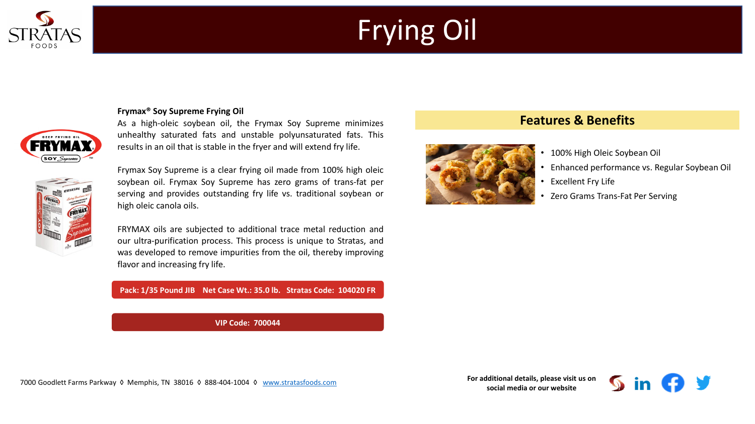# Frying Oil

**Frymax® Soy Supreme Frying Oil**

As a high-oleic soybean oil, the Frymax Soy Supreme minimizes unhealthy saturated fats and unstable polyunsaturated fats. This results in an oil that is stable in the fryer and will extend fry life.

Frymax Soy Supreme is a clear frying oil made from 100% high oleic soybean oil. Frymax Soy Supreme has zero grams of trans-fat per serving and provides outstanding fry life vs. traditional soybean or high oleic canola oils.

FRYMAX oils are subjected to additional trace metal reduction and our ultra-purification process. This process is unique to Stratas, and was developed to remove impurities from the oil, thereby improving flavor and increasing fry life.

**Pack: 1/35 Pound JIB Net Case Wt.: 35.0 lb. Stratas Code: 104020 FR**

**VIP Code: 700044**

## Features & Benefits

- 100% High Oleic Soybean Oil
- Enhanced performance vs. Regular Soybean Oil
- Excellent Fry Life
- Zero Grams Trans-Fat Per Serving

7000 Goodlett Farms Parkway ◊ Memphis, TN 38016 ◊ 888-404-1004 ◊ www.stratasfoods.com

**For additional details, please visit us on social media or our website**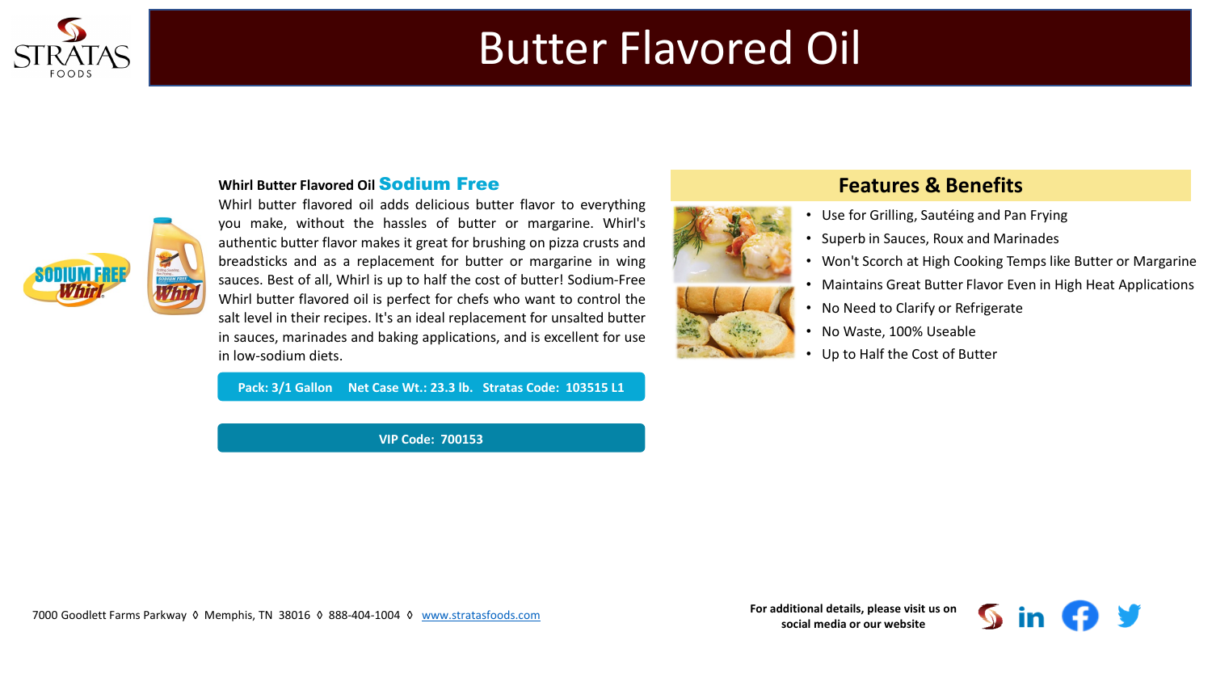# Butter Flavored Oil

**Whirl Butter Flavored Oil Sodium Free**

Whirl butter flavored oil adds delicious butter flavor to everything you make, without the hassles of butter or margarine. Whirl's authentic butter flavor makes it great for brushing on pizza crusts and breadsticks and as a replacement for butter or margarine in wing sauces. Best of all, Whirl is up to half the cost of butter! Sodium-Free Whirl butter flavored oil is perfect for chefs who want to control the salt level in their recipes. It's an ideal replacement for unsalted butter in sauces, marinades and baking applications, and is excellent for use in low-sodium diets.

**Pack: 3/1 Gallon  Net Case Wt.: 23.3 lb.  Stratas Code: 103515 L1**

**VIP Code: 700153**

## Features & Benefits

- Use for Grilling, Sautéing and Pan Frying
- Superb in Sauces, Roux and Marinades
- Won't Scorch at High Cooking Temps like Butter or Margarine
- Maintains Great Butter Flavor Even in High Heat Applications
- No Need to Clarify or Refrigerate
- No Waste, 100% Useable
- Up to Half the Cost of Butter

7000 Goodlett Farms Parkway ◊ Memphis, TN 38016 ◊ 888-404-1004 ◊ www.stratasfoods.com

**For additional details, please visit us on social media or our website**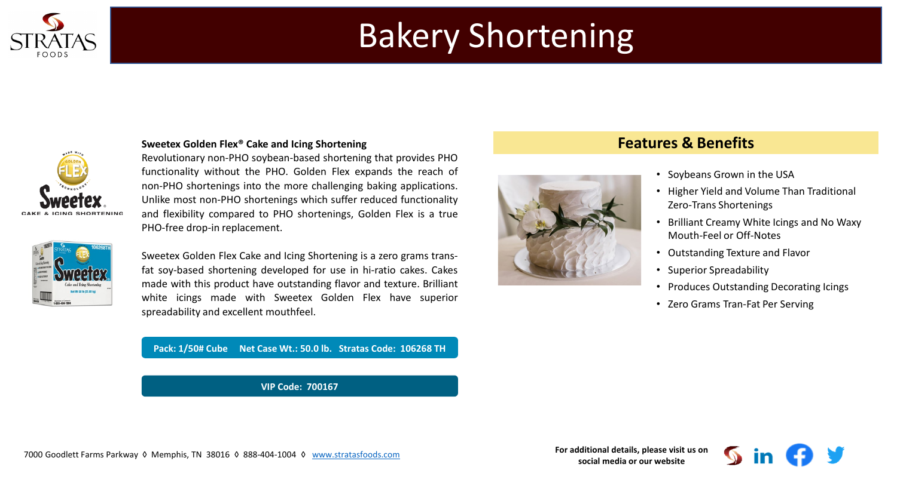# Bakery Shortening

**Sweetex Golden Flex® Cake and Icing Shortening**

Revolutionary non-PHO soybean-based shortening that provides PHO functionality without the PHO. Golden Flex expands the reach of non-PHO shortenings into the more challenging baking applications. Unlike most non-PHO shortenings which suffer reduced functionality and flexibility compared to PHO shortenings, Golden Flex is a true PHO-free drop-in replacement.

Sweetex Golden Flex Cake and Icing Shortening is a zero grams trans-fat soy-based shortening developed for use in hi-ratio cakes. Cakes made with this product have outstanding flavor and texture. Brilliant white icings made with Sweetex Golden Flex have superior spreadability and excellent mouthfeel.

**Pack: 1/50# Cube    Net Case Wt.: 50.0 lb.   Stratas Code: 106268 TH**

**VIP Code: 700167**

## Features & Benefits

- Soybeans Grown in the USA
- Higher Yield and Volume Than Traditional Zero-Trans Shortenings
- Brilliant Creamy White Icings and No Waxy Mouth-Feel or Off-Notes
- Outstanding Texture and Flavor
- Superior Spreadability
- Produces Outstanding Decorating Icings
- Zero Grams Tran-Fat Per Serving

7000 Goodlett Farms Parkway ◊ Memphis, TN 38016 ◊ 888-404-1004 ◊ www.stratasfoods.com

**For additional details, please visit us on social media or our website**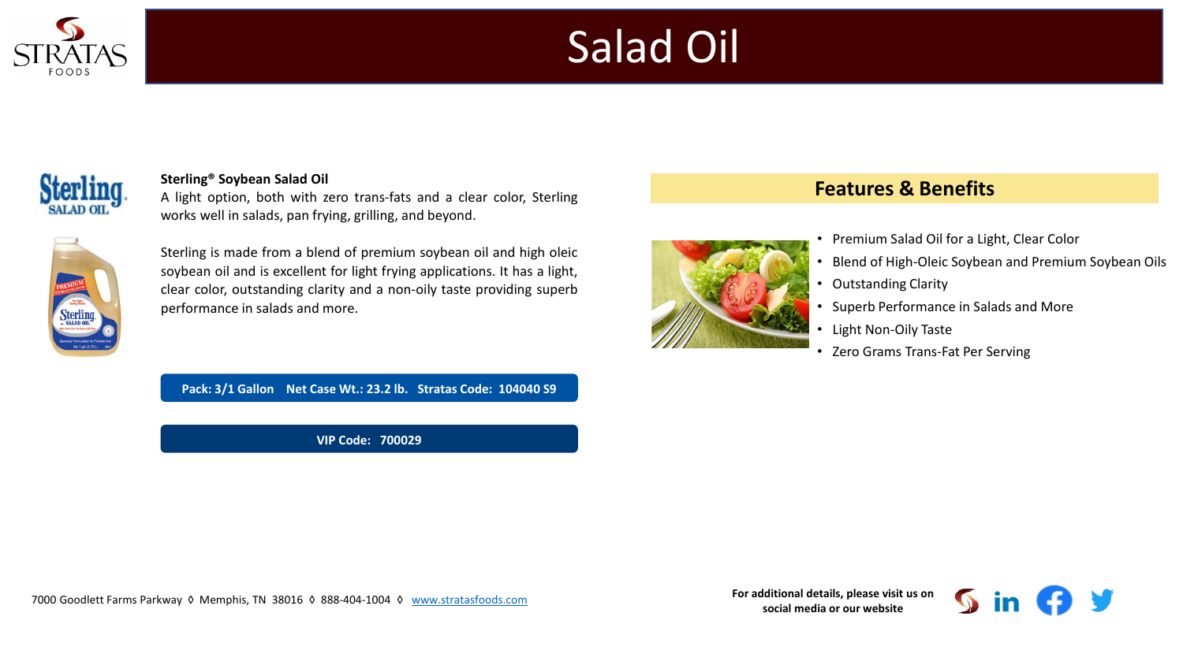# Salad Oil

**Sterling® Soybean Salad Oil**
A light option, both with zero trans-fats and a clear color, Sterling works well in salads, pan frying, grilling, and beyond.

Sterling is made from a blend of premium soybean oil and high oleic soybean oil and is excellent for light frying applications. It has a light, clear color, outstanding clarity and a non-oily taste providing superb performance in salads and more.

**Pack: 3/1 Gallon  Net Case Wt.: 23.2 lb.  Stratas Code: 104040 S9**

**VIP Code: 700029**

## Features & Benefits

- Premium Salad Oil for a Light, Clear Color
- Blend of High-Oleic Soybean and Premium Soybean Oils
- Outstanding Clarity
- Superb Performance in Salads and More
- Light Non-Oily Taste
- Zero Grams Trans-Fat Per Serving

7000 Goodlett Farms Parkway ◊ Memphis, TN 38016 ◊ 888-404-1004 ◊ www.stratasfoods.com

**For additional details, please visit us on social media or our website**